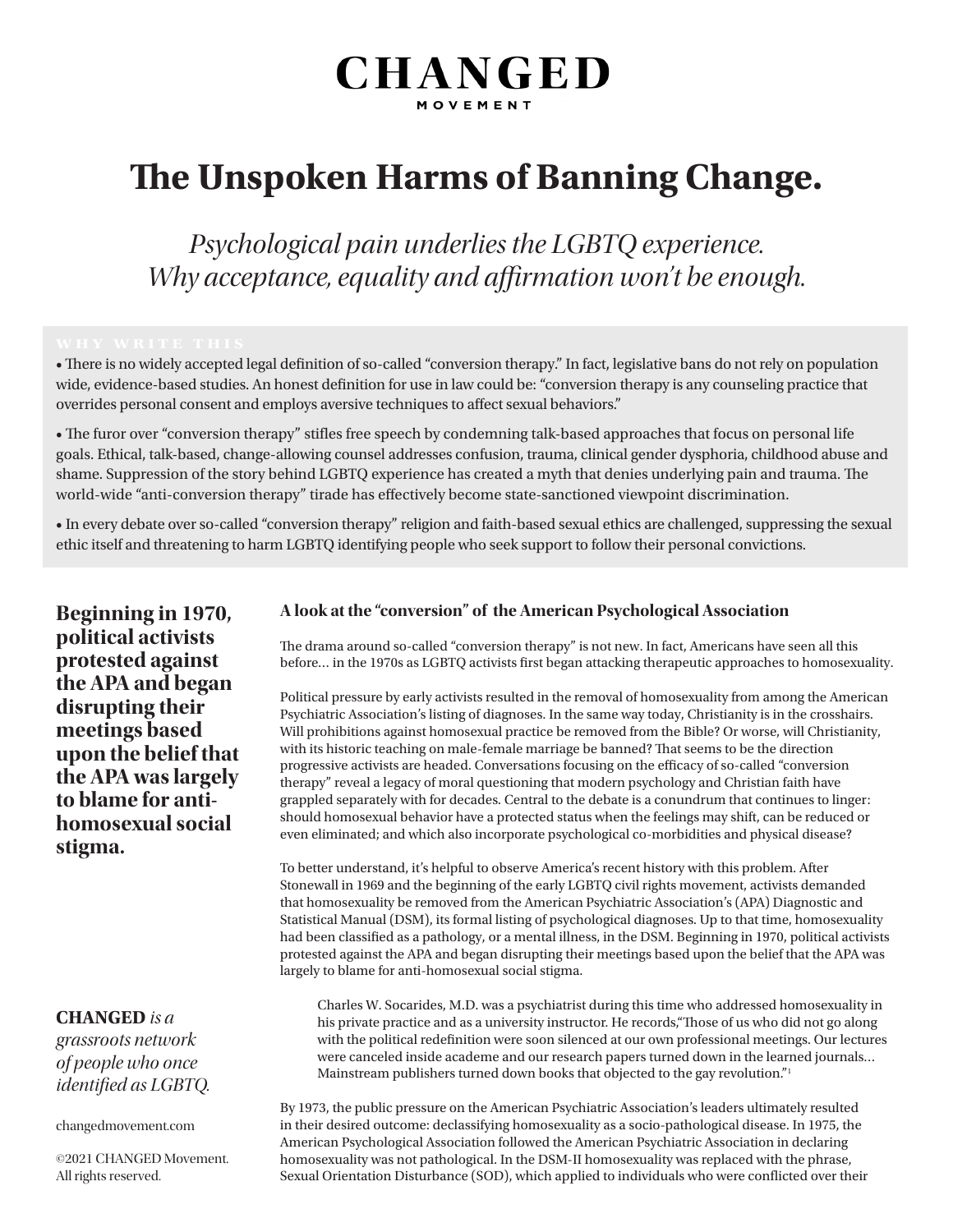# CHANGED

MOVEMENT

# The Unspoken Harms of Banning Change.

*Psychological pain underlies the LGBTQ experience.*
*Why acceptance, equality and affirmation won't be enough.*

WHY WRITE THIS

- There is no widely accepted legal definition of so-called "conversion therapy." In fact, legislative bans do not rely on population wide, evidence-based studies. An honest definition for use in law could be: "conversion therapy is any counseling practice that overrides personal consent and employs aversive techniques to affect sexual behaviors."
- The furor over "conversion therapy" stifles free speech by condemning talk-based approaches that focus on personal life goals. Ethical, talk-based, change-allowing counsel addresses confusion, trauma, clinical gender dysphoria, childhood abuse and shame. Suppression of the story behind LGBTQ experience has created a myth that denies underlying pain and trauma. The world-wide "anti-conversion therapy" tirade has effectively become state-sanctioned viewpoint discrimination.
- In every debate over so-called "conversion therapy" religion and faith-based sexual ethics are challenged, suppressing the sexual ethic itself and threatening to harm LGBTQ identifying people who seek support to follow their personal convictions.

**Beginning in 1970, political activists protested against the APA and began disrupting their meetings based upon the belief that the APA was largely to blame for anti-homosexual social stigma.**

### A look at the "conversion" of the American Psychological Association

The drama around so-called "conversion therapy" is not new. In fact, Americans have seen all this before… in the 1970s as LGBTQ activists first began attacking therapeutic approaches to homosexuality.

Political pressure by early activists resulted in the removal of homosexuality from among the American Psychiatric Association's listing of diagnoses. In the same way today, Christianity is in the crosshairs. Will prohibitions against homosexual practice be removed from the Bible? Or worse, will Christianity, with its historic teaching on male-female marriage be banned? That seems to be the direction progressive activists are headed. Conversations focusing on the efficacy of so-called "conversion therapy" reveal a legacy of moral questioning that modern psychology and Christian faith have grappled separately with for decades. Central to the debate is a conundrum that continues to linger: should homosexual behavior have a protected status when the feelings may shift, can be reduced or even eliminated; and which also incorporate psychological co-morbidities and physical disease?

To better understand, it's helpful to observe America's recent history with this problem. After Stonewall in 1969 and the beginning of the early LGBTQ civil rights movement, activists demanded that homosexuality be removed from the American Psychiatric Association's (APA) Diagnostic and Statistical Manual (DSM), its formal listing of psychological diagnoses. Up to that time, homosexuality had been classified as a pathology, or a mental illness, in the DSM. Beginning in 1970, political activists protested against the APA and began disrupting their meetings based upon the belief that the APA was largely to blame for anti-homosexual social stigma.

> Charles W. Socarides, M.D. was a psychiatrist during this time who addressed homosexuality in his private practice and as a university instructor. He records,"Those of us who did not go along with the political redefinition were soon silenced at our own professional meetings. Our lectures were canceled inside academe and our research papers turned down in the learned journals… Mainstream publishers turned down books that objected to the gay revolution."[1]

By 1973, the public pressure on the American Psychiatric Association's leaders ultimately resulted in their desired outcome: declassifying homosexuality as a socio-pathological disease. In 1975, the American Psychological Association followed the American Psychiatric Association in declaring homosexuality was not pathological. In the DSM-II homosexuality was replaced with the phrase, Sexual Orientation Disturbance (SOD), which applied to individuals who were conflicted over their

**CHANGED** *is a grassroots network of people who once identified as LGBTQ.*

changedmovement.com

©2021 CHANGED Movement. All rights reserved.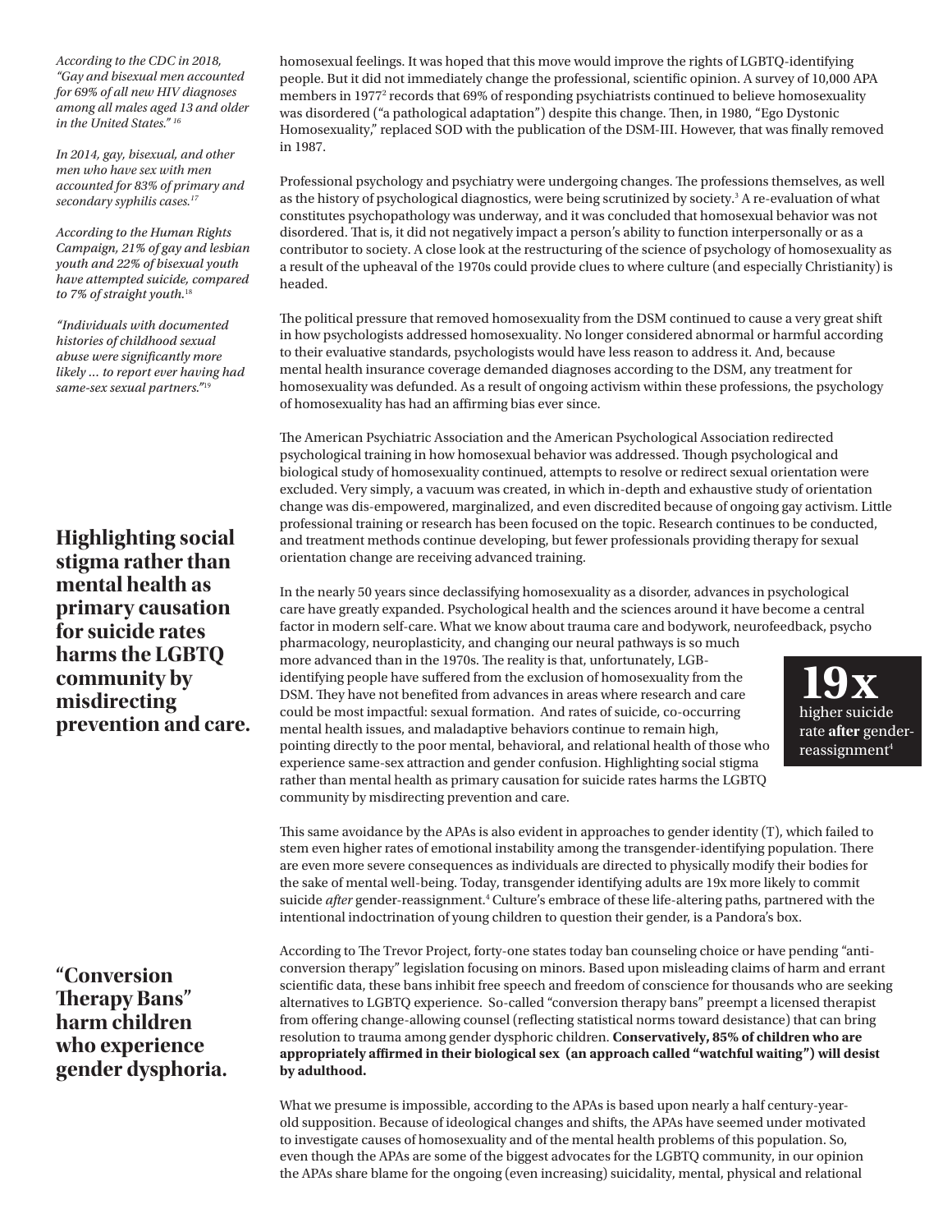homosexual feelings. It was hoped that this move would improve the rights of LGBTQ-identifying people. But it did not immediately change the professional, scientific opinion. A survey of 10,000 APA members in 1977[2] records that 69% of responding psychiatrists continued to believe homosexuality was disordered ("a pathological adaptation") despite this change. Then, in 1980, "Ego Dystonic Homosexuality," replaced SOD with the publication of the DSM-III. However, that was finally removed in 1987.

Professional psychology and psychiatry were undergoing changes. The professions themselves, as well as the history of psychological diagnostics, were being scrutinized by society.[3] A re-evaluation of what constitutes psychopathology was underway, and it was concluded that homosexual behavior was not disordered. That is, it did not negatively impact a person's ability to function interpersonally or as a contributor to society. A close look at the restructuring of the science of psychology of homosexuality as a result of the upheaval of the 1970s could provide clues to where culture (and especially Christianity) is headed.

The political pressure that removed homosexuality from the DSM continued to cause a very great shift in how psychologists addressed homosexuality. No longer considered abnormal or harmful according to their evaluative standards, psychologists would have less reason to address it. And, because mental health insurance coverage demanded diagnoses according to the DSM, any treatment for homosexuality was defunded. As a result of ongoing activism within these professions, the psychology of homosexuality has had an affirming bias ever since.

The American Psychiatric Association and the American Psychological Association redirected psychological training in how homosexual behavior was addressed. Though psychological and biological study of homosexuality continued, attempts to resolve or redirect sexual orientation were excluded. Very simply, a vacuum was created, in which in-depth and exhaustive study of orientation change was dis-empowered, marginalized, and even discredited because of ongoing gay activism. Little professional training or research has been focused on the topic. Research continues to be conducted, and treatment methods continue developing, but fewer professionals providing therapy for sexual orientation change are receiving advanced training.

In the nearly 50 years since declassifying homosexuality as a disorder, advances in psychological care have greatly expanded. Psychological health and the sciences around it have become a central factor in modern self-care. What we know about trauma care and bodywork, neurofeedback, psycho pharmacology, neuroplasticity, and changing our neural pathways is so much more advanced than in the 1970s. The reality is that, unfortunately, LGB-identifying people have suffered from the exclusion of homosexuality from the DSM. They have not benefited from advances in areas where research and care could be most impactful: sexual formation. And rates of suicide, co-occurring mental health issues, and maladaptive behaviors continue to remain high, pointing directly to the poor mental, behavioral, and relational health of those who experience same-sex attraction and gender confusion. Highlighting social stigma rather than mental health as primary causation for suicide rates harms the LGBTQ community by misdirecting prevention and care.

**19x** higher suicide rate **after** gender-reassignment[4]

This same avoidance by the APAs is also evident in approaches to gender identity (T), which failed to stem even higher rates of emotional instability among the transgender-identifying population. There are even more severe consequences as individuals are directed to physically modify their bodies for the sake of mental well-being. Today, transgender identifying adults are 19x more likely to commit suicide *after* gender-reassignment.[4] Culture's embrace of these life-altering paths, partnered with the intentional indoctrination of young children to question their gender, is a Pandora's box.

According to The Trevor Project, forty-one states today ban counseling choice or have pending "anti-conversion therapy" legislation focusing on minors. Based upon misleading claims of harm and errant scientific data, these bans inhibit free speech and freedom of conscience for thousands who are seeking alternatives to LGBTQ experience. So-called "conversion therapy bans" preempt a licensed therapist from offering change-allowing counsel (reflecting statistical norms toward desistance) that can bring resolution to trauma among gender dysphoric children. **Conservatively, 85% of children who are appropriately affirmed in their biological sex (an approach called "watchful waiting") will desist by adulthood.**

What we presume is impossible, according to the APAs is based upon nearly a half century-year-old supposition. Because of ideological changes and shifts, the APAs have seemed under motivated to investigate causes of homosexuality and of the mental health problems of this population. So, even though the APAs are some of the biggest advocates for the LGBTQ community, in our opinion the APAs share blame for the ongoing (even increasing) suicidality, mental, physical and relational

*According to the CDC in 2018, "Gay and bisexual men accounted for 69% of all new HIV diagnoses among all males aged 13 and older in the United States."* [16]

*In 2014, gay, bisexual, and other men who have sex with men accounted for 83% of primary and secondary syphilis cases.*[17]

*According to the Human Rights Campaign, 21% of gay and lesbian youth and 22% of bisexual youth have attempted suicide, compared to 7% of straight youth.*[18]

*"Individuals with documented histories of childhood sexual abuse were significantly more likely … to report ever having had same-sex sexual partners."*[19]

**Highlighting social stigma rather than mental health as primary causation for suicide rates harms the LGBTQ community by misdirecting prevention and care.**

**"Conversion Therapy Bans" harm children who experience gender dysphoria.**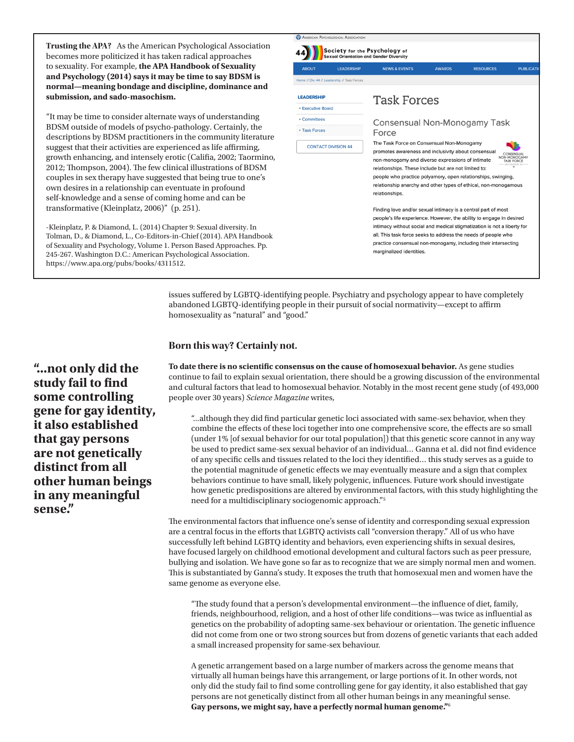**Trusting the APA?** As the American Psychological Association becomes more politicized it has taken radical approaches to sexuality. For example, **the APA Handbook of Sexuality and Psychology (2014) says it may be time to say BDSM is normal—meaning bondage and discipline, dominance and submission, and sado-masochism.**

"It may be time to consider alternate ways of understanding BDSM outside of models of psycho-pathology. Certainly, the descriptions by BDSM practitioners in the community literature suggest that their activities are experienced as life affirming, growth enhancing, and intensely erotic (Califia, 2002; Taormino, 2012; Thompson, 2004). The few clinical illustrations of BDSM couples in sex therapy have suggested that being true to one's own desires in a relationship can eventuate in profound self-knowledge and a sense of coming home and can be transformative (Kleinplatz, 2006)" (p. 251).

-Kleinplatz, P. & Diamond, L. (2014) Chapter 9: Sexual diversity. In Tolman, D., & Diamond, L., Co-Editors-in-Chief (2014). APA Handbook of Sexuality and Psychology, Volume 1. Person Based Approaches. Pp. 245-267. Washington D.C.: American Psychological Association. https://www.apa.org/pubs/books/4311512.

American Psychological Association

44 Society for the Psychology of Sexual Orientation and Gender Diversity

ABOUT | LEADERSHIP | NEWS & EVENTS | AWARDS | RESOURCES | PUBLICATI

Home // Div. 44 // Leadership // Task Forces

LEADERSHIP
- Executive Board
- Committees
- Task Forces

CONTACT DIVISION 44

## Task Forces

### Consensual Non-Monogamy Task Force

The Task Force on Consensual Non-Monogamy promotes awareness and inclusivity about consensual non-monogamy and diverse expressions of intimate relationships. These include but are not limited to: people who practice polyamory, open relationships, swinging, relationship anarchy and other types of ethical, non-monogamous relationships.

CONSENSUAL NON-MONOGAMY TASK FORCE

Finding love and/or sexual intimacy is a central part of most people's life experience. However, the ability to engage in desired intimacy without social and medical stigmatization is not a liberty for all. This task force seeks to address the needs of people who practice consensual non-monogamy, including their intersecting marginalized identities.

issues suffered by LGBTQ-identifying people. Psychiatry and psychology appear to have completely abandoned LGBTQ-identifying people in their pursuit of social normativity—except to affirm homosexuality as "natural" and "good."

### Born this way? Certainly not.

**"...not only did the study fail to find some controlling gene for gay identity, it also established that gay persons are not genetically distinct from all other human beings in any meaningful sense."**

**To date there is no scientific consensus on the cause of homosexual behavior.** As gene studies continue to fail to explain sexual orientation, there should be a growing discussion of the environmental and cultural factors that lead to homosexual behavior. Notably in the most recent gene study (of 493,000 people over 30 years) *Science Magazine* writes,

> "...although they did find particular genetic loci associated with same-sex behavior, when they combine the effects of these loci together into one comprehensive score, the effects are so small (under 1% [of sexual behavior for our total population]) that this genetic score cannot in any way be used to predict same-sex sexual behavior of an individual... Ganna et al. did not find evidence of any specific cells and tissues related to the loci they identified... this study serves as a guide to the potential magnitude of genetic effects we may eventually measure and a sign that complex behaviors continue to have small, likely polygenic, influences. Future work should investigate how genetic predispositions are altered by environmental factors, with this study highlighting the need for a multidisciplinary sociogenomic approach."[5]

The environmental factors that influence one's sense of identity and corresponding sexual expression are a central focus in the efforts that LGBTQ activists call "conversion therapy." All of us who have successfully left behind LGBTQ identity and behaviors, even experiencing shifts in sexual desires, have focused largely on childhood emotional development and cultural factors such as peer pressure, bullying and isolation. We have gone so far as to recognize that we are simply normal men and women. This is substantiated by Ganna's study. It exposes the truth that homosexual men and women have the same genome as everyone else.

> "The study found that a person's developmental environment—the influence of diet, family, friends, neighbourhood, religion, and a host of other life conditions—was twice as influential as genetics on the probability of adopting same-sex behaviour or orientation. The genetic influence did not come from one or two strong sources but from dozens of genetic variants that each added a small increased propensity for same-sex behaviour.
>
> A genetic arrangement based on a large number of markers across the genome means that virtually all human beings have this arrangement, or large portions of it. In other words, not only did the study fail to find some controlling gene for gay identity, it also established that gay persons are not genetically distinct from all other human beings in any meaningful sense. **Gay persons, we might say, have a perfectly normal human genome."**[6]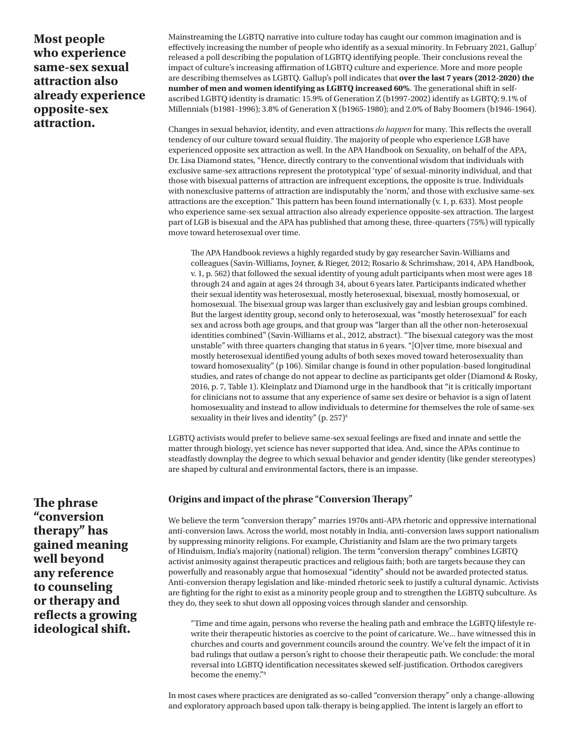**Most people who experience same-sex sexual attraction also already experience opposite-sex attraction.**

Mainstreaming the LGBTQ narrative into culture today has caught our common imagination and is effectively increasing the number of people who identify as a sexual minority. In February 2021, Gallup[7] released a poll describing the population of LGBTQ identifying people. Their conclusions reveal the impact of culture's increasing affirmation of LGBTQ culture and experience. More and more people are describing themselves as LGBTQ. Gallup's poll indicates that **over the last 7 years (2012-2020) the number of men and women identifying as LGBTQ increased 60%**. The generational shift in self-ascribed LGBTQ identity is dramatic: 15.9% of Generation Z (b1997-2002) identify as LGBTQ; 9.1% of Millennials (b1981-1996); 3.8% of Generation X (b1965-1980); and 2.0% of Baby Boomers (b1946-1964).

Changes in sexual behavior, identity, and even attractions *do happen* for many. This reflects the overall tendency of our culture toward sexual fluidity. The majority of people who experience LGB have experienced opposite sex attraction as well. In the APA Handbook on Sexuality, on behalf of the APA, Dr. Lisa Diamond states, "Hence, directly contrary to the conventional wisdom that individuals with exclusive same-sex attractions represent the prototypical 'type' of sexual-minority individual, and that those with bisexual patterns of attraction are infrequent exceptions, the opposite is true. Individuals with nonexclusive patterns of attraction are indisputably the 'norm,' and those with exclusive same-sex attractions are the exception." This pattern has been found internationally (v. 1, p. 633). Most people who experience same-sex sexual attraction also already experience opposite-sex attraction. The largest part of LGB is bisexual and the APA has published that among these, three-quarters (75%) will typically move toward heterosexual over time.

> The APA Handbook reviews a highly regarded study by gay researcher Savin-Williams and colleagues (Savin-Williams, Joyner, & Rieger, 2012; Rosario & Schrimshaw, 2014, APA Handbook, v. 1, p. 562) that followed the sexual identity of young adult participants when most were ages 18 through 24 and again at ages 24 through 34, about 6 years later. Participants indicated whether their sexual identity was heterosexual, mostly heterosexual, bisexual, mostly homosexual, or homosexual. The bisexual group was larger than exclusively gay and lesbian groups combined. But the largest identity group, second only to heterosexual, was "mostly heterosexual" for each sex and across both age groups, and that group was "larger than all the other non-heterosexual identities combined" (Savin-Williams et al., 2012, abstract). "The bisexual category was the most unstable" with three quarters changing that status in 6 years. "[O]ver time, more bisexual and mostly heterosexual identified young adults of both sexes moved toward heterosexuality than toward homosexuality" (p 106). Similar change is found in other population-based longitudinal studies, and rates of change do not appear to decline as participants get older (Diamond & Rosky, 2016, p. 7, Table 1). Kleinplatz and Diamond urge in the handbook that "it is critically important for clinicians not to assume that any experience of same sex desire or behavior is a sign of latent homosexuality and instead to allow individuals to determine for themselves the role of same-sex sexuality in their lives and identity" (p. 257)[8]

LGBTQ activists would prefer to believe same-sex sexual feelings are fixed and innate and settle the matter through biology, yet science has never supported that idea. And, since the APAs continue to steadfastly downplay the degree to which sexual behavior and gender identity (like gender stereotypes) are shaped by cultural and environmental factors, there is an impasse.

**The phrase "conversion therapy" has gained meaning well beyond any reference to counseling or therapy and reflects a growing ideological shift.**

### Origins and impact of the phrase "Conversion Therapy"

We believe the term "conversion therapy" marries 1970s anti-APA rhetoric and oppressive international anti-conversion laws. Across the world, most notably in India, anti-conversion laws support nationalism by suppressing minority religions. For example, Christianity and Islam are the two primary targets of Hinduism, India's majority (national) religion. The term "conversion therapy" combines LGBTQ activist animosity against therapeutic practices and religious faith; both are targets because they can powerfully and reasonably argue that homosexual "identity" should not be awarded protected status. Anti-conversion therapy legislation and like-minded rhetoric seek to justify a cultural dynamic. Activists are fighting for the right to exist as a minority people group and to strengthen the LGBTQ subculture. As they do, they seek to shut down all opposing voices through slander and censorship.

> "Time and time again, persons who reverse the healing path and embrace the LGBTQ lifestyle re-write their therapeutic histories as coercive to the point of caricature. We... have witnessed this in churches and courts and government councils around the country. We've felt the impact of it in bad rulings that outlaw a person's right to choose their therapeutic path. We conclude: the moral reversal into LGBTQ identification necessitates skewed self-justification. Orthodox caregivers become the enemy."[9]

In most cases where practices are denigrated as so-called "conversion therapy" only a change-allowing and exploratory approach based upon talk-therapy is being applied. The intent is largely an effort to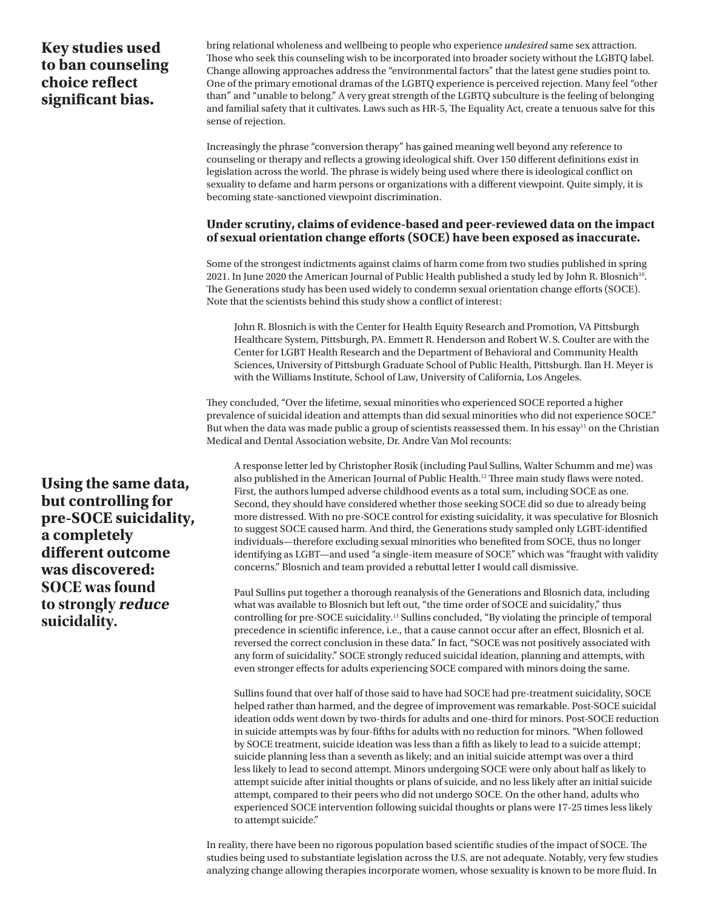**Key studies used to ban counseling choice reflect significant bias.**

bring relational wholeness and wellbeing to people who experience *undesired* same sex attraction. Those who seek this counseling wish to be incorporated into broader society without the LGBTQ label. Change allowing approaches address the "environmental factors" that the latest gene studies point to. One of the primary emotional dramas of the LGBTQ experience is perceived rejection. Many feel "other than" and "unable to belong." A very great strength of the LGBTQ subculture is the feeling of belonging and familial safety that it cultivates. Laws such as HR-5, The Equality Act, create a tenuous salve for this sense of rejection.

Increasingly the phrase "conversion therapy" has gained meaning well beyond any reference to counseling or therapy and reflects a growing ideological shift. Over 150 different definitions exist in legislation across the world. The phrase is widely being used where there is ideological conflict on sexuality to defame and harm persons or organizations with a different viewpoint. Quite simply, it is becoming state-sanctioned viewpoint discrimination.

### Under scrutiny, claims of evidence-based and peer-reviewed data on the impact of sexual orientation change efforts (SOCE) have been exposed as inaccurate.

Some of the strongest indictments against claims of harm come from two studies published in spring 2021. In June 2020 the American Journal of Public Health published a study led by John R. Blosnich[10]. The Generations study has been used widely to condemn sexual orientation change efforts (SOCE). Note that the scientists behind this study show a conflict of interest:

> John R. Blosnich is with the Center for Health Equity Research and Promotion, VA Pittsburgh Healthcare System, Pittsburgh, PA. Emmett R. Henderson and Robert W. S. Coulter are with the Center for LGBT Health Research and the Department of Behavioral and Community Health Sciences, University of Pittsburgh Graduate School of Public Health, Pittsburgh. Ilan H. Meyer is with the Williams Institute, School of Law, University of California, Los Angeles.

They concluded, "Over the lifetime, sexual minorities who experienced SOCE reported a higher prevalence of suicidal ideation and attempts than did sexual minorities who did not experience SOCE." But when the data was made public a group of scientists reassessed them. In his essay[11] on the Christian Medical and Dental Association website, Dr. Andre Van Mol recounts:

**Using the same data, but controlling for pre-SOCE suicidality, a completely different outcome was discovered: SOCE was found to strongly *reduce* suicidality.**

> A response letter led by Christopher Rosik (including Paul Sullins, Walter Schumm and me) was also published in the American Journal of Public Health.[12] Three main study flaws were noted. First, the authors lumped adverse childhood events as a total sum, including SOCE as one. Second, they should have considered whether those seeking SOCE did so due to already being more distressed. With no pre-SOCE control for existing suicidality, it was speculative for Blosnich to suggest SOCE caused harm. And third, the Generations study sampled only LGBT-identified individuals—therefore excluding sexual minorities who benefited from SOCE, thus no longer identifying as LGBT—and used "a single-item measure of SOCE" which was "fraught with validity concerns." Blosnich and team provided a rebuttal letter I would call dismissive.
>
> Paul Sullins put together a thorough reanalysis of the Generations and Blosnich data, including what was available to Blosnich but left out, "the time order of SOCE and suicidality," thus controlling for pre-SOCE suicidality.[13] Sullins concluded, "By violating the principle of temporal precedence in scientific inference, i.e., that a cause cannot occur after an effect, Blosnich et al. reversed the correct conclusion in these data." In fact, "SOCE was not positively associated with any form of suicidality." SOCE strongly reduced suicidal ideation, planning and attempts, with even stronger effects for adults experiencing SOCE compared with minors doing the same.
>
> Sullins found that over half of those said to have had SOCE had pre-treatment suicidality, SOCE helped rather than harmed, and the degree of improvement was remarkable. Post-SOCE suicidal ideation odds went down by two-thirds for adults and one-third for minors. Post-SOCE reduction in suicide attempts was by four-fifths for adults with no reduction for minors. "When followed by SOCE treatment, suicide ideation was less than a fifth as likely to lead to a suicide attempt; suicide planning less than a seventh as likely; and an initial suicide attempt was over a third less likely to lead to second attempt. Minors undergoing SOCE were only about half as likely to attempt suicide after initial thoughts or plans of suicide, and no less likely after an initial suicide attempt, compared to their peers who did not undergo SOCE. On the other hand, adults who experienced SOCE intervention following suicidal thoughts or plans were 17-25 times less likely to attempt suicide."

In reality, there have been no rigorous population based scientific studies of the impact of SOCE. The studies being used to substantiate legislation across the U.S. are not adequate. Notably, very few studies analyzing change allowing therapies incorporate women, whose sexuality is known to be more fluid. In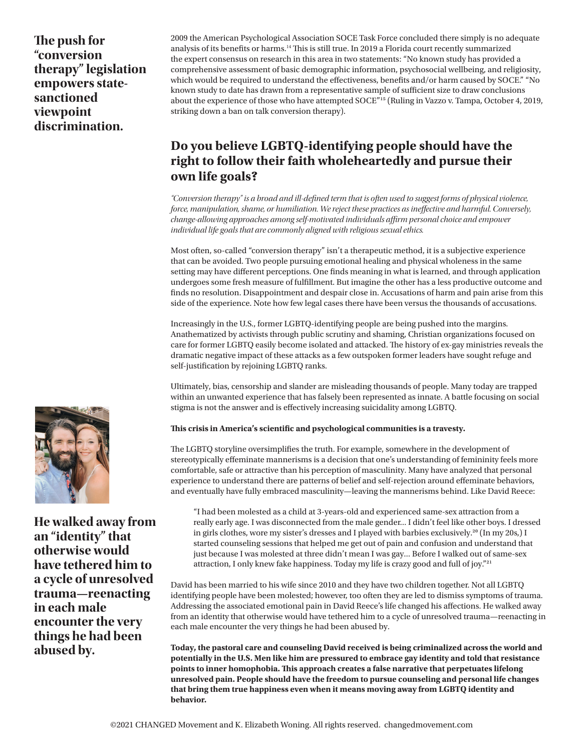**The push for "conversion therapy" legislation empowers state-sanctioned viewpoint discrimination.**

2009 the American Psychological Association SOCE Task Force concluded there simply is no adequate analysis of its benefits or harms.[14] This is still true. In 2019 a Florida court recently summarized the expert consensus on research in this area in two statements: "No known study has provided a comprehensive assessment of basic demographic information, psychosocial wellbeing, and religiosity, which would be required to understand the effectiveness, benefits and/or harm caused by SOCE." "No known study to date has drawn from a representative sample of sufficient size to draw conclusions about the experience of those who have attempted SOCE"[15] (Ruling in Vazzo v. Tampa, October 4, 2019, striking down a ban on talk conversion therapy).

## Do you believe LGBTQ-identifying people should have the right to follow their faith wholeheartedly and pursue their own life goals?

*"Conversion therapy" is a broad and ill-defined term that is often used to suggest forms of physical violence, force, manipulation, shame, or humiliation. We reject these practices as ineffective and harmful. Conversely, change-allowing approaches among self-motivated individuals affirm personal choice and empower individual life goals that are commonly aligned with religious sexual ethics.*

Most often, so-called "conversion therapy" isn't a therapeutic method, it is a subjective experience that can be avoided. Two people pursuing emotional healing and physical wholeness in the same setting may have different perceptions. One finds meaning in what is learned, and through application undergoes some fresh measure of fulfillment. But imagine the other has a less productive outcome and finds no resolution. Disappointment and despair close in. Accusations of harm and pain arise from this side of the experience. Note how few legal cases there have been versus the thousands of accusations.

Increasingly in the U.S., former LGBTQ-identifying people are being pushed into the margins. Anathematized by activists through public scrutiny and shaming, Christian organizations focused on care for former LGBTQ easily become isolated and attacked. The history of ex-gay ministries reveals the dramatic negative impact of these attacks as a few outspoken former leaders have sought refuge and self-justification by rejoining LGBTQ ranks.

Ultimately, bias, censorship and slander are misleading thousands of people. Many today are trapped within an unwanted experience that has falsely been represented as innate. A battle focusing on social stigma is not the answer and is effectively increasing suicidality among LGBTQ.

**This crisis in America's scientific and psychological communities is a travesty.**

The LGBTQ storyline oversimplifies the truth. For example, somewhere in the development of stereotypically effeminate mannerisms is a decision that one's understanding of femininity feels more comfortable, safe or attractive than his perception of masculinity. Many have analyzed that personal experience to understand there are patterns of belief and self-rejection around effeminate behaviors, and eventually have fully embraced masculinity—leaving the mannerisms behind. Like David Reece:

> "I had been molested as a child at 3-years-old and experienced same-sex attraction from a really early age. I was disconnected from the male gender... I didn't feel like other boys. I dressed in girls clothes, wore my sister's dresses and I played with barbies exclusively.[20] (In my 20s,) I started counseling sessions that helped me get out of pain and confusion and understand that just because I was molested at three didn't mean I was gay... Before I walked out of same-sex attraction, I only knew fake happiness. Today my life is crazy good and full of joy."[21]

**He walked away from an "identity" that otherwise would have tethered him to a cycle of unresolved trauma—reenacting in each male encounter the very things he had been abused by.**

David has been married to his wife since 2010 and they have two children together. Not all LGBTQ identifying people have been molested; however, too often they are led to dismiss symptoms of trauma. Addressing the associated emotional pain in David Reece's life changed his affections. He walked away from an identity that otherwise would have tethered him to a cycle of unresolved trauma—reenacting in each male encounter the very things he had been abused by.

**Today, the pastoral care and counseling David received is being criminalized across the world and potentially in the U.S. Men like him are pressured to embrace gay identity and told that resistance points to inner homophobia. This approach creates a false narrative that perpetuates lifelong unresolved pain. People should have the freedom to pursue counseling and personal life changes that bring them true happiness even when it means moving away from LGBTQ identity and behavior.**

©2021 CHANGED Movement and K. Elizabeth Woning. All rights reserved. changedmovement.com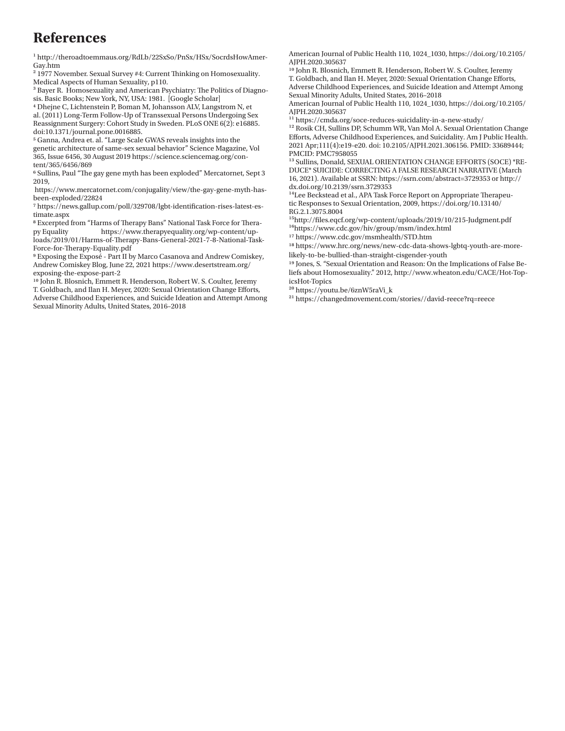# References

[1] http://theroadtoemmaus.org/RdLb/22SxSo/PnSx/HSx/SocrdsHowAmer-Gay.htm

[2] 1977 November. Sexual Survey #4: Current Thinking on Homosexuality. Medical Aspects of Human Sexuality, p110.

[3] Bayer R. Homosexuality and American Psychiatry: The Politics of Diagnosis. Basic Books; New York, NY, USA: 1981. [Google Scholar]

[4] Dhejne C, Lichtenstein P, Boman M, Johansson ALV, Langstrom N, et al. (2011) Long-Term Follow-Up of Transsexual Persons Undergoing Sex Reassignment Surgery: Cohort Study in Sweden. PLoS ONE 6(2): e16885. doi:10.1371/journal.pone.0016885.

[5] Ganna, Andrea et. al. "Large Scale GWAS reveals insights into the genetic architecture of same-sex sexual behavior" Science Magazine, Vol 365, Issue 6456, 30 August 2019 https://science.sciencemag.org/content/365/6456/869

[6] Sullins, Paul "The gay gene myth has been exploded" Mercatornet, Sept 3 2019,
https://www.mercatornet.com/conjugality/view/the-gay-gene-myth-has-been-exploded/22824

[7] https://news.gallup.com/poll/329708/lgbt-identification-rises-latest-estimate.aspx

[8] Excerpted from "Harms of Therapy Bans" National Task Force for Therapy Equality https://www.therapyequality.org/wp-content/uploads/2019/01/Harms-of-Therapy-Bans-General-2021-7-8-National-Task-Force-for-Therapy-Equality.pdf

[9] Exposing the Exposé - Part II by Marco Casanova and Andrew Comiskey, Andrew Comiskey Blog, June 22, 2021 https://www.desertstream.org/exposing-the-expose-part-2

[10] John R. Blosnich, Emmett R. Henderson, Robert W. S. Coulter, Jeremy T. Goldbach, and Ilan H. Meyer, 2020: Sexual Orientation Change Efforts, Adverse Childhood Experiences, and Suicide Ideation and Attempt Among Sexual Minority Adults, United States, 2016–2018
American Journal of Public Health 110, 1024_1030, https://doi.org/10.2105/AJPH.2020.305637

[10] John R. Blosnich, Emmett R. Henderson, Robert W. S. Coulter, Jeremy T. Goldbach, and Ilan H. Meyer, 2020: Sexual Orientation Change Efforts, Adverse Childhood Experiences, and Suicide Ideation and Attempt Among Sexual Minority Adults, United States, 2016–2018
American Journal of Public Health 110, 1024_1030, https://doi.org/10.2105/AJPH.2020.305637

[11] https://cmda.org/soce-reduces-suicidality-in-a-new-study/

[12] Rosik CH, Sullins DP, Schumm WR, Van Mol A. Sexual Orientation Change Efforts, Adverse Childhood Experiences, and Suicidality. Am J Public Health. 2021 Apr;111(4):e19-e20. doi: 10.2105/AJPH.2021.306156. PMID: 33689444; PMCID: PMC7958055

[13] Sullins, Donald, SEXUAL ORIENTATION CHANGE EFFORTS (SOCE) *REDUCE* SUICIDE: CORRECTING A FALSE RESEARCH NARRATIVE (March 16, 2021). Available at SSRN: https://ssrn.com/abstract=3729353 or http://dx.doi.org/10.2139/ssrn.3729353

[14] Lee Beckstead et al., APA Task Force Report on Appropriate Therapeutic Responses to Sexual Orientation, 2009, https://doi.org/10.13140/RG.2.1.3075.8004

[15] http://files.eqcf.org/wp-content/uploads/2019/10/215-Judgment.pdf

[16] https://www.cdc.gov/hiv/group/msm/index.html

[17] https://www.cdc.gov/msmhealth/STD.htm

[18] https://www.hrc.org/news/new-cdc-data-shows-lgbtq-youth-are-more-likely-to-be-bullied-than-straight-cisgender-youth

[19] Jones, S. "Sexual Orientation and Reason: On the Implications of False Beliefs about Homosexuality." 2012, http://www.wheaton.edu/CACE/Hot-TopicsHot-Topics

[20] https://youtu.be/6znW5raVi_k

[21] https://changedmovement.com/stories//david-reece?rq=reece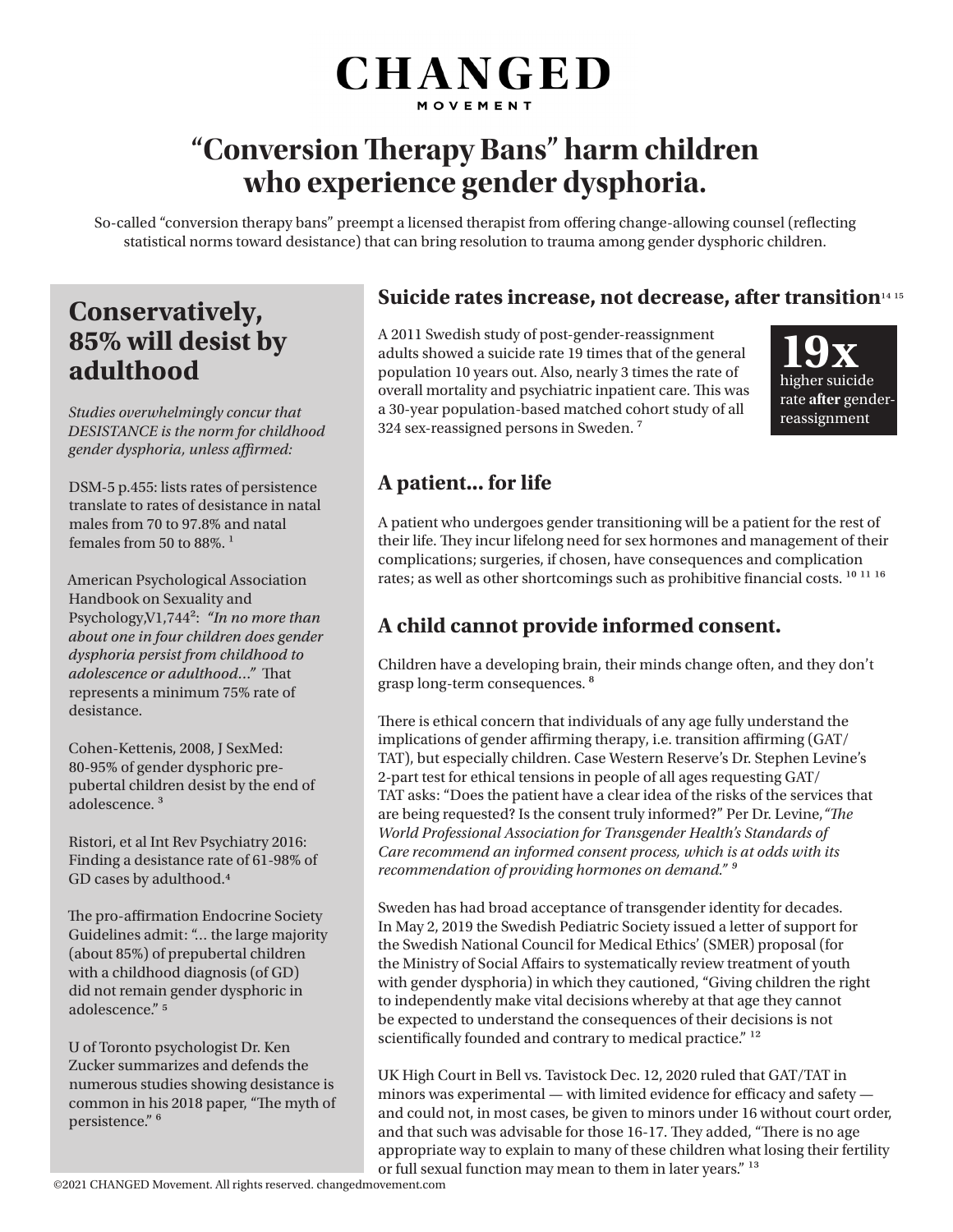# CHANGED
MOVEMENT

# "Conversion Therapy Bans" harm children who experience gender dysphoria.

So-called "conversion therapy bans" preempt a licensed therapist from offering change-allowing counsel (reflecting statistical norms toward desistance) that can bring resolution to trauma among gender dysphoric children.

## Conservatively, 85% will desist by adulthood

*Studies overwhelmingly concur that DESISTANCE is the norm for childhood gender dysphoria, unless affirmed:*

DSM-5 p.455: lists rates of persistence translate to rates of desistance in natal males from 70 to 97.8% and natal females from 50 to 88%. [1]

American Psychological Association Handbook on Sexuality and Psychology,V1,744[2]: *"In no more than about one in four children does gender dysphoria persist from childhood to adolescence or adulthood…"* That represents a minimum 75% rate of desistance.

Cohen-Kettenis, 2008, J SexMed: 80-95% of gender dysphoric pre-pubertal children desist by the end of adolescence. [3]

Ristori, et al Int Rev Psychiatry 2016: Finding a desistance rate of 61-98% of GD cases by adulthood.[4]

The pro-affirmation Endocrine Society Guidelines admit: "… the large majority (about 85%) of prepubertal children with a childhood diagnosis (of GD) did not remain gender dysphoric in adolescence." [5]

U of Toronto psychologist Dr. Ken Zucker summarizes and defends the numerous studies showing desistance is common in his 2018 paper, "The myth of persistence." [6]

## Suicide rates increase, not decrease, after transition[14 15]

A 2011 Swedish study of post-gender-reassignment adults showed a suicide rate 19 times that of the general population 10 years out. Also, nearly 3 times the rate of overall mortality and psychiatric inpatient care. This was a 30-year population-based matched cohort study of all 324 sex-reassigned persons in Sweden. [7]

**19x** higher suicide rate **after** gender-reassignment

## A patient… for life

A patient who undergoes gender transitioning will be a patient for the rest of their life. They incur lifelong need for sex hormones and management of their complications; surgeries, if chosen, have consequences and complication rates; as well as other shortcomings such as prohibitive financial costs. [10 11 16]

## A child cannot provide informed consent.

Children have a developing brain, their minds change often, and they don't grasp long-term consequences. [8]

There is ethical concern that individuals of any age fully understand the implications of gender affirming therapy, i.e. transition affirming (GAT/TAT), but especially children. Case Western Reserve's Dr. Stephen Levine's 2-part test for ethical tensions in people of all ages requesting GAT/TAT asks: "Does the patient have a clear idea of the risks of the services that are being requested? Is the consent truly informed?" Per Dr. Levine, *"The World Professional Association for Transgender Health's Standards of Care recommend an informed consent process, which is at odds with its recommendation of providing hormones on demand."* [9]

Sweden has had broad acceptance of transgender identity for decades. In May 2, 2019 the Swedish Pediatric Society issued a letter of support for the Swedish National Council for Medical Ethics' (SMER) proposal (for the Ministry of Social Affairs to systematically review treatment of youth with gender dysphoria) in which they cautioned, "Giving children the right to independently make vital decisions whereby at that age they cannot be expected to understand the consequences of their decisions is not scientifically founded and contrary to medical practice." [12]

UK High Court in Bell vs. Tavistock Dec. 12, 2020 ruled that GAT/TAT in minors was experimental — with limited evidence for efficacy and safety — and could not, in most cases, be given to minors under 16 without court order, and that such was advisable for those 16-17. They added, "There is no age appropriate way to explain to many of these children what losing their fertility or full sexual function may mean to them in later years." [13]

©2021 CHANGED Movement. All rights reserved. changedmovement.com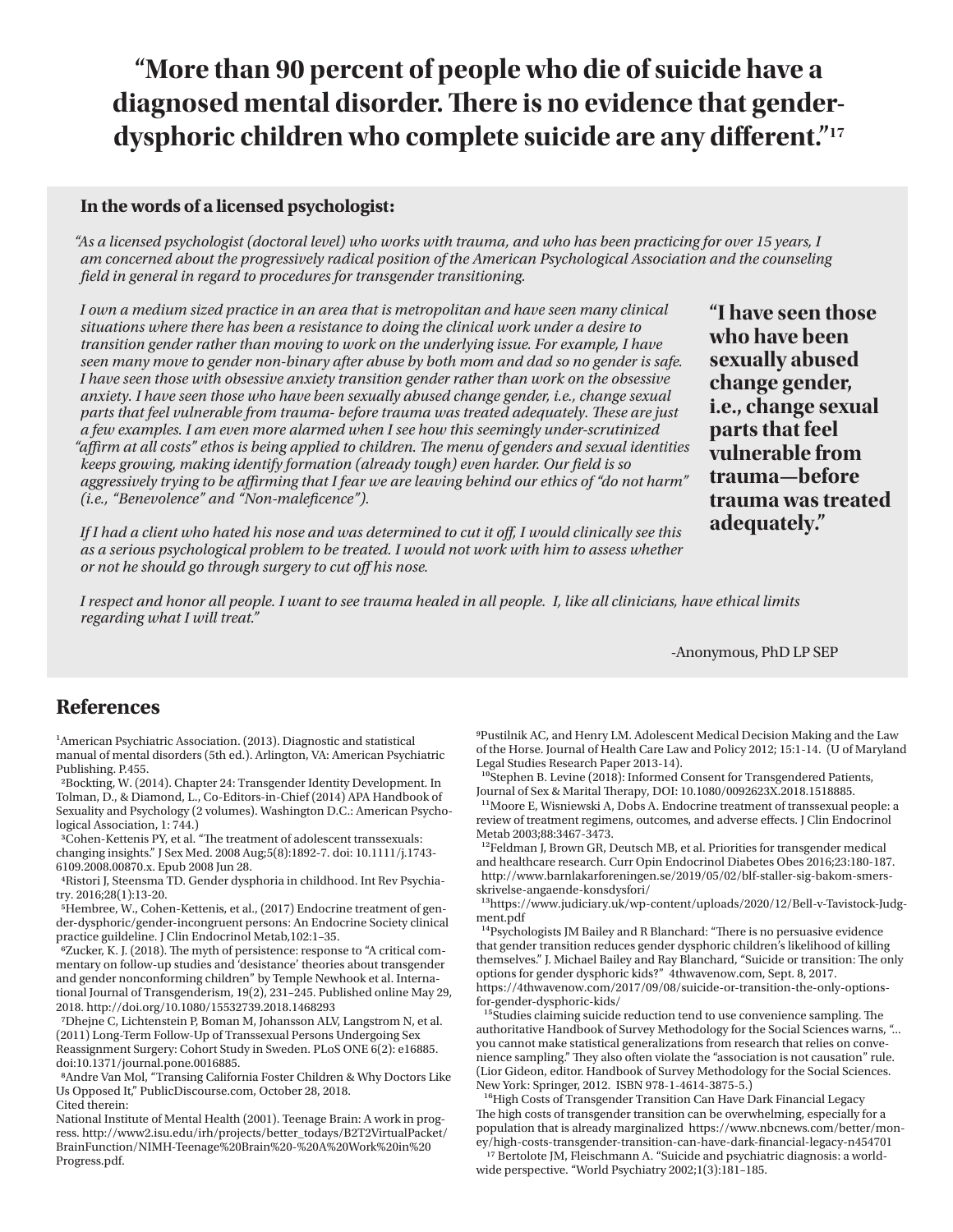# "More than 90 percent of people who die of suicide have a diagnosed mental disorder. There is no evidence that gender-dysphoric children who complete suicide are any different."[17]

**In the words of a licensed psychologist:**

*"As a licensed psychologist (doctoral level) who works with trauma, and who has been practicing for over 15 years, I am concerned about the progressively radical position of the American Psychological Association and the counseling field in general in regard to procedures for transgender transitioning.*

*I own a medium sized practice in an area that is metropolitan and have seen many clinical situations where there has been a resistance to doing the clinical work under a desire to transition gender rather than moving to work on the underlying issue. For example, I have seen many move to gender non-binary after abuse by both mom and dad so no gender is safe. I have seen those with obsessive anxiety transition gender rather than work on the obsessive anxiety. I have seen those who have been sexually abused change gender, i.e., change sexual parts that feel vulnerable from trauma- before trauma was treated adequately. These are just a few examples. I am even more alarmed when I see how this seemingly under-scrutinized "affirm at all costs" ethos is being applied to children. The menu of genders and sexual identities keeps growing, making identify formation (already tough) even harder. Our field is so aggressively trying to be affirming that I fear we are leaving behind our ethics of "do not harm" (i.e., "Benevolence" and "Non-maleficence").*

**"I have seen those who have been sexually abused change gender, i.e., change sexual parts that feel vulnerable from trauma—before trauma was treated adequately."**

*If I had a client who hated his nose and was determined to cut it off, I would clinically see this as a serious psychological problem to be treated. I would not work with him to assess whether or not he should go through surgery to cut off his nose.*

*I respect and honor all people. I want to see trauma healed in all people. I, like all clinicians, have ethical limits regarding what I will treat."*

-Anonymous, PhD LP SEP

## References

[1]American Psychiatric Association. (2013). Diagnostic and statistical manual of mental disorders (5th ed.). Arlington, VA: American Psychiatric Publishing. P.455.

[2]Bockting, W. (2014). Chapter 24: Transgender Identity Development. In Tolman, D., & Diamond, L., Co-Editors-in-Chief (2014) APA Handbook of Sexuality and Psychology (2 volumes). Washington D.C.: American Psychological Association, 1: 744.)

[3]Cohen-Kettenis PY, et al. "The treatment of adolescent transsexuals: changing insights." J Sex Med. 2008 Aug;5(8):1892-7. doi: 10.1111/j.1743-6109.2008.00870.x. Epub 2008 Jun 28.

[4]Ristori J, Steensma TD. Gender dysphoria in childhood. Int Rev Psychiatry. 2016;28(1):13-20.

[5]Hembree, W., Cohen-Kettenis, et al., (2017) Endocrine treatment of gender-dysphoric/gender-incongruent persons: An Endocrine Society clinical practice guildeline. J Clin Endocrinol Metab,102:1–35.

[6]Zucker, K. J. (2018). The myth of persistence: response to "A critical commentary on follow-up studies and 'desistance' theories about transgender and gender nonconforming children" by Temple Newhook et al. International Journal of Transgenderism, 19(2), 231–245. Published online May 29, 2018. http://doi.org/10.1080/15532739.2018.1468293

[7]Dhejne C, Lichtenstein P, Boman M, Johansson ALV, Langstrom N, et al. (2011) Long-Term Follow-Up of Transsexual Persons Undergoing Sex Reassignment Surgery: Cohort Study in Sweden. PLoS ONE 6(2): e16885. doi:10.1371/journal.pone.0016885.

[8]Andre Van Mol, "Transing California Foster Children & Why Doctors Like Us Opposed It," PublicDiscourse.com, October 28, 2018.
Cited therein:
National Institute of Mental Health (2001). Teenage Brain: A work in progress. http://www2.isu.edu/irh/projects/better_todays/B2T2VirtualPacket/BrainFunction/NIMH-Teenage%20Brain%20-%20A%20Work%20in%20Progress.pdf.

[9]Pustilnik AC, and Henry LM. Adolescent Medical Decision Making and the Law of the Horse. Journal of Health Care Law and Policy 2012; 15:1-14. (U of Maryland Legal Studies Research Paper 2013-14).

[10]Stephen B. Levine (2018): Informed Consent for Transgendered Patients, Journal of Sex & Marital Therapy, DOI: 10.1080/0092623X.2018.1518885.

[11]Moore E, Wisniewski A, Dobs A. Endocrine treatment of transsexual people: a review of treatment regimens, outcomes, and adverse effects. J Clin Endocrinol Metab 2003;88:3467-3473.

[12]Feldman J, Brown GR, Deutsch MB, et al. Priorities for transgender medical and healthcare research. Curr Opin Endocrinol Diabetes Obes 2016;23:180-187. http://www.barnlakarforeningen.se/2019/05/02/blf-staller-sig-bakom-smers-skrivelse-angaende-konsdysfori/

[13]https://www.judiciary.uk/wp-content/uploads/2020/12/Bell-v-Tavistock-Judgment.pdf

[14]Psychologists JM Bailey and R Blanchard: "There is no persuasive evidence that gender transition reduces gender dysphoric children's likelihood of killing themselves." J. Michael Bailey and Ray Blanchard, "Suicide or transition: The only options for gender dysphoric kids?" 4thwavenow.com, Sept. 8, 2017. https://4thwavenow.com/2017/09/08/suicide-or-transition-the-only-options-for-gender-dysphoric-kids/

[15]Studies claiming suicide reduction tend to use convenience sampling. The authoritative Handbook of Survey Methodology for the Social Sciences warns, "... you cannot make statistical generalizations from research that relies on convenience sampling." They also often violate the "association is not causation" rule. (Lior Gideon, editor. Handbook of Survey Methodology for the Social Sciences. New York: Springer, 2012. ISBN 978-1-4614-3875-5.)

[16]High Costs of Transgender Transition Can Have Dark Financial Legacy
The high costs of transgender transition can be overwhelming, especially for a population that is already marginalized https://www.nbcnews.com/better/money/high-costs-transgender-transition-can-have-dark-financial-legacy-n454701

[17] Bertolote JM, Fleischmann A. "Suicide and psychiatric diagnosis: a worldwide perspective. "World Psychiatry 2002;1(3):181–185.